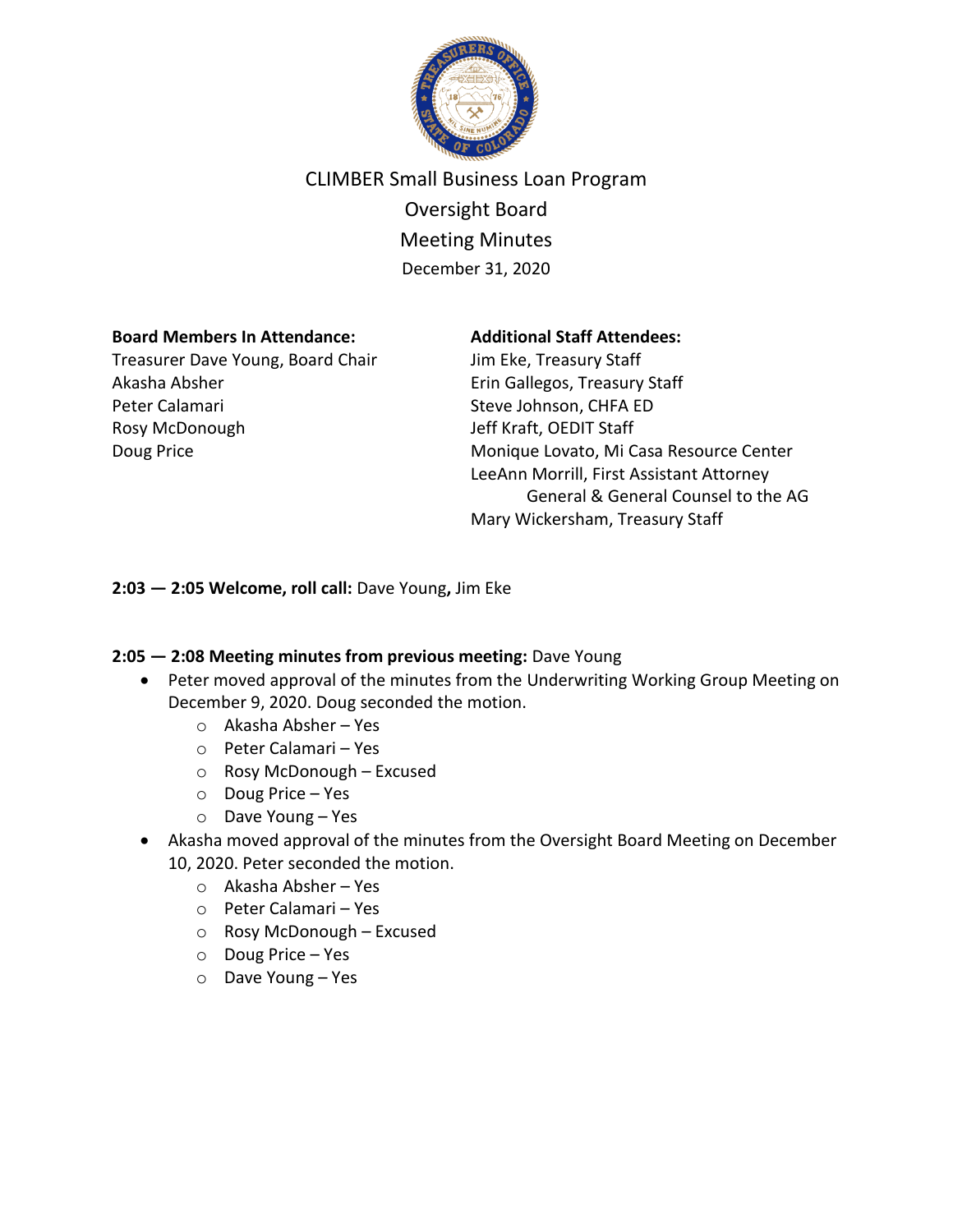# CLIMBER Small Business Loan Program
## Oversight Board
## Meeting Minutes
December 31, 2020

**Board Members In Attendance:**
Treasurer Dave Young, Board Chair
Akasha Absher
Peter Calamari
Rosy McDonough
Doug Price

**Additional Staff Attendees:**
Jim Eke, Treasury Staff
Erin Gallegos, Treasury Staff
Steve Johnson, CHFA ED
Jeff Kraft, OEDIT Staff
Monique Lovato, Mi Casa Resource Center
LeeAnn Morrill, First Assistant Attorney General & General Counsel to the AG
Mary Wickersham, Treasury Staff

**2:03 — 2:05 Welcome, roll call:** Dave Young**,** Jim Eke

**2:05 — 2:08 Meeting minutes from previous meeting:** Dave Young

- Peter moved approval of the minutes from the Underwriting Working Group Meeting on December 9, 2020. Doug seconded the motion.
  - Akasha Absher – Yes
  - Peter Calamari – Yes
  - Rosy McDonough – Excused
  - Doug Price – Yes
  - Dave Young – Yes
- Akasha moved approval of the minutes from the Oversight Board Meeting on December 10, 2020. Peter seconded the motion.
  - Akasha Absher – Yes
  - Peter Calamari – Yes
  - Rosy McDonough – Excused
  - Doug Price – Yes
  - Dave Young – Yes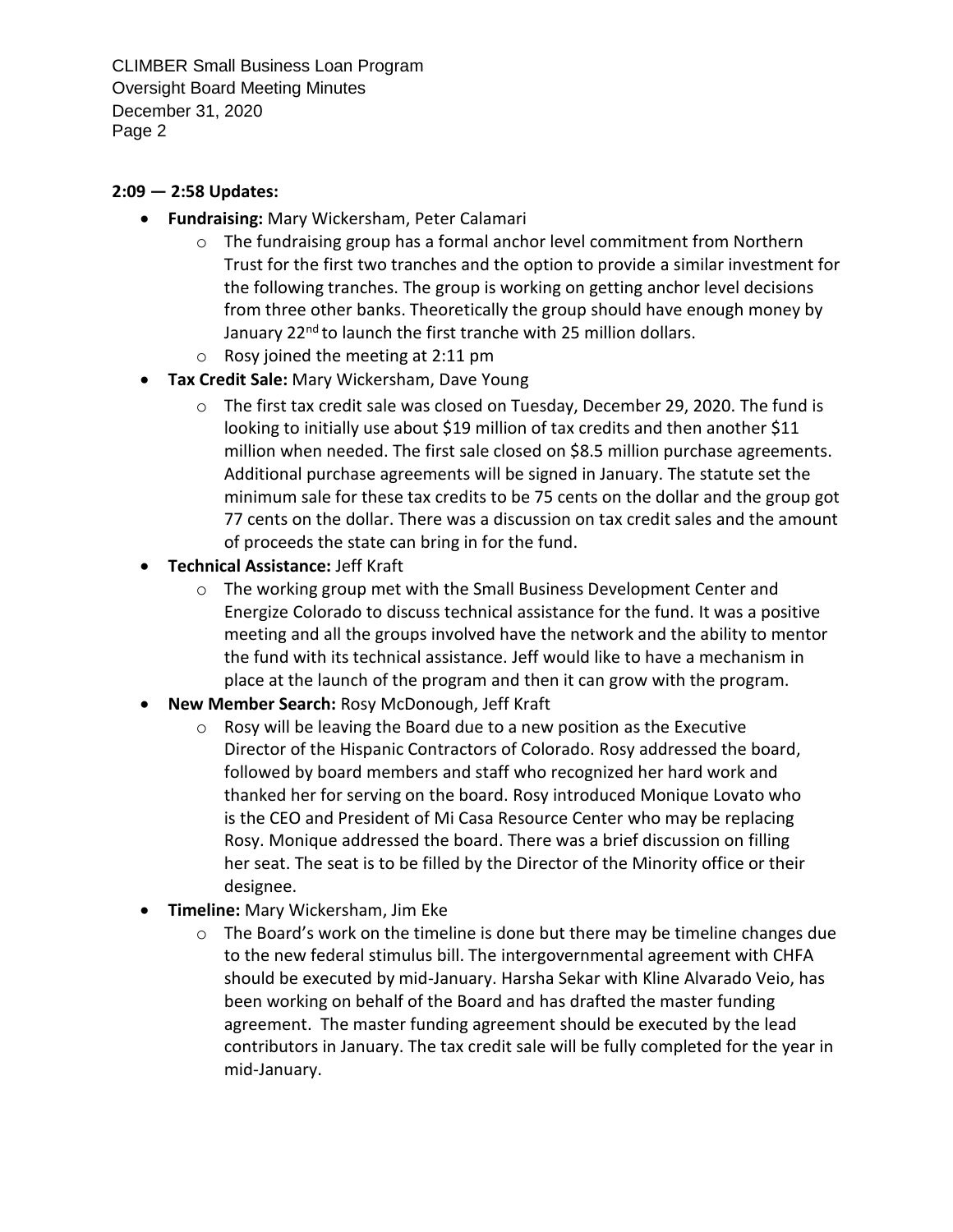**2:09 — 2:58 Updates:**

- **Fundraising:** Mary Wickersham, Peter Calamari
  - The fundraising group has a formal anchor level commitment from Northern Trust for the first two tranches and the option to provide a similar investment for the following tranches. The group is working on getting anchor level decisions from three other banks. Theoretically the group should have enough money by January 22nd to launch the first tranche with 25 million dollars.
  - Rosy joined the meeting at 2:11 pm
- **Tax Credit Sale:** Mary Wickersham, Dave Young
  - The first tax credit sale was closed on Tuesday, December 29, 2020. The fund is looking to initially use about $19 million of tax credits and then another $11 million when needed. The first sale closed on $8.5 million purchase agreements. Additional purchase agreements will be signed in January. The statute set the minimum sale for these tax credits to be 75 cents on the dollar and the group got 77 cents on the dollar. There was a discussion on tax credit sales and the amount of proceeds the state can bring in for the fund.
- **Technical Assistance:** Jeff Kraft
  - The working group met with the Small Business Development Center and Energize Colorado to discuss technical assistance for the fund. It was a positive meeting and all the groups involved have the network and the ability to mentor the fund with its technical assistance. Jeff would like to have a mechanism in place at the launch of the program and then it can grow with the program.
- **New Member Search:** Rosy McDonough, Jeff Kraft
  - Rosy will be leaving the Board due to a new position as the Executive Director of the Hispanic Contractors of Colorado. Rosy addressed the board, followed by board members and staff who recognized her hard work and thanked her for serving on the board. Rosy introduced Monique Lovato who is the CEO and President of Mi Casa Resource Center who may be replacing Rosy. Monique addressed the board. There was a brief discussion on filling her seat. The seat is to be filled by the Director of the Minority office or their designee.
- **Timeline:** Mary Wickersham, Jim Eke
  - The Board's work on the timeline is done but there may be timeline changes due to the new federal stimulus bill. The intergovernmental agreement with CHFA should be executed by mid-January. Harsha Sekar with Kline Alvarado Veio, has been working on behalf of the Board and has drafted the master funding agreement. The master funding agreement should be executed by the lead contributors in January. The tax credit sale will be fully completed for the year in mid-January.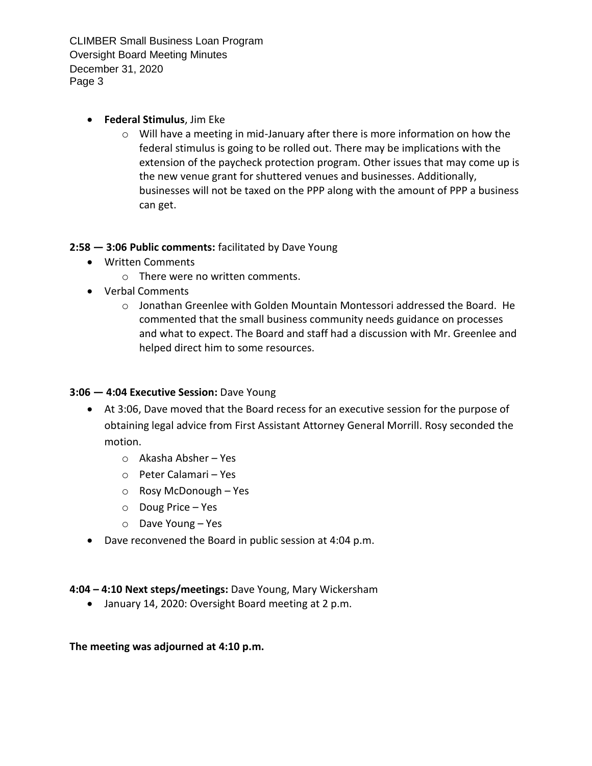- **Federal Stimulus**, Jim Eke
  - Will have a meeting in mid-January after there is more information on how the federal stimulus is going to be rolled out. There may be implications with the extension of the paycheck protection program. Other issues that may come up is the new venue grant for shuttered venues and businesses. Additionally, businesses will not be taxed on the PPP along with the amount of PPP a business can get.

**2:58 — 3:06 Public comments:** facilitated by Dave Young

- Written Comments
  - There were no written comments.
- Verbal Comments
  - Jonathan Greenlee with Golden Mountain Montessori addressed the Board. He commented that the small business community needs guidance on processes and what to expect. The Board and staff had a discussion with Mr. Greenlee and helped direct him to some resources.

**3:06 — 4:04 Executive Session:** Dave Young

- At 3:06, Dave moved that the Board recess for an executive session for the purpose of obtaining legal advice from First Assistant Attorney General Morrill. Rosy seconded the motion.
  - Akasha Absher – Yes
  - Peter Calamari – Yes
  - Rosy McDonough – Yes
  - Doug Price – Yes
  - Dave Young – Yes
- Dave reconvened the Board in public session at 4:04 p.m.

**4:04 – 4:10 Next steps/meetings:** Dave Young, Mary Wickersham

- January 14, 2020: Oversight Board meeting at 2 p.m.

**The meeting was adjourned at 4:10 p.m.**